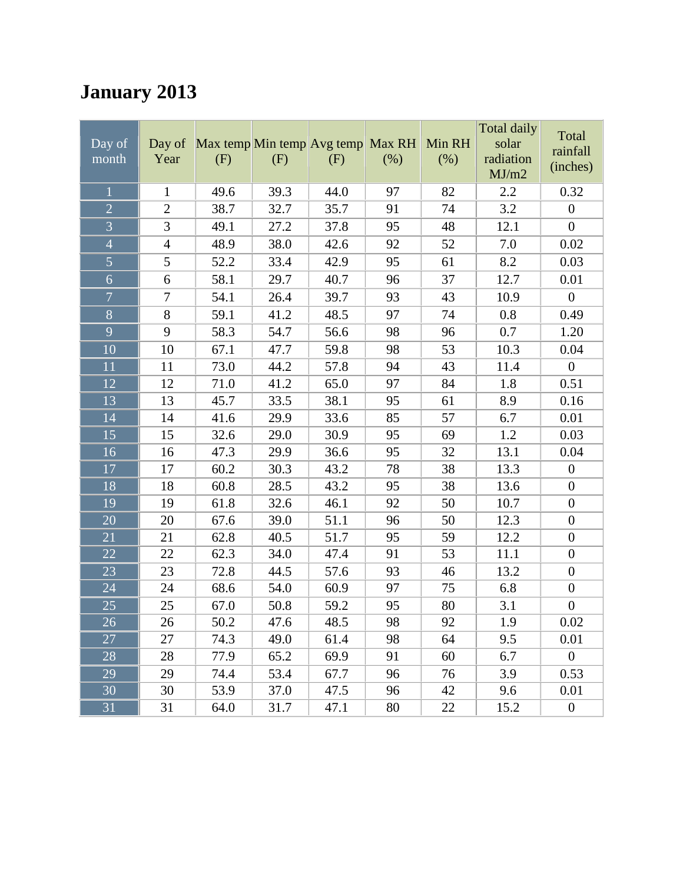# January 2013

| Day of month | Day of Year | Max temp (F) | Min temp (F) | Avg temp (F) | Max RH (%) | Min RH (%) | Total daily solar radiation MJ/m2 | Total rainfall (inches) |
|---|---|---|---|---|---|---|---|---|
| 1 | 1 | 49.6 | 39.3 | 44.0 | 97 | 82 | 2.2 | 0.32 |
| 2 | 2 | 38.7 | 32.7 | 35.7 | 91 | 74 | 3.2 | 0 |
| 3 | 3 | 49.1 | 27.2 | 37.8 | 95 | 48 | 12.1 | 0 |
| 4 | 4 | 48.9 | 38.0 | 42.6 | 92 | 52 | 7.0 | 0.02 |
| 5 | 5 | 52.2 | 33.4 | 42.9 | 95 | 61 | 8.2 | 0.03 |
| 6 | 6 | 58.1 | 29.7 | 40.7 | 96 | 37 | 12.7 | 0.01 |
| 7 | 7 | 54.1 | 26.4 | 39.7 | 93 | 43 | 10.9 | 0 |
| 8 | 8 | 59.1 | 41.2 | 48.5 | 97 | 74 | 0.8 | 0.49 |
| 9 | 9 | 58.3 | 54.7 | 56.6 | 98 | 96 | 0.7 | 1.20 |
| 10 | 10 | 67.1 | 47.7 | 59.8 | 98 | 53 | 10.3 | 0.04 |
| 11 | 11 | 73.0 | 44.2 | 57.8 | 94 | 43 | 11.4 | 0 |
| 12 | 12 | 71.0 | 41.2 | 65.0 | 97 | 84 | 1.8 | 0.51 |
| 13 | 13 | 45.7 | 33.5 | 38.1 | 95 | 61 | 8.9 | 0.16 |
| 14 | 14 | 41.6 | 29.9 | 33.6 | 85 | 57 | 6.7 | 0.01 |
| 15 | 15 | 32.6 | 29.0 | 30.9 | 95 | 69 | 1.2 | 0.03 |
| 16 | 16 | 47.3 | 29.9 | 36.6 | 95 | 32 | 13.1 | 0.04 |
| 17 | 17 | 60.2 | 30.3 | 43.2 | 78 | 38 | 13.3 | 0 |
| 18 | 18 | 60.8 | 28.5 | 43.2 | 95 | 38 | 13.6 | 0 |
| 19 | 19 | 61.8 | 32.6 | 46.1 | 92 | 50 | 10.7 | 0 |
| 20 | 20 | 67.6 | 39.0 | 51.1 | 96 | 50 | 12.3 | 0 |
| 21 | 21 | 62.8 | 40.5 | 51.7 | 95 | 59 | 12.2 | 0 |
| 22 | 22 | 62.3 | 34.0 | 47.4 | 91 | 53 | 11.1 | 0 |
| 23 | 23 | 72.8 | 44.5 | 57.6 | 93 | 46 | 13.2 | 0 |
| 24 | 24 | 68.6 | 54.0 | 60.9 | 97 | 75 | 6.8 | 0 |
| 25 | 25 | 67.0 | 50.8 | 59.2 | 95 | 80 | 3.1 | 0 |
| 26 | 26 | 50.2 | 47.6 | 48.5 | 98 | 92 | 1.9 | 0.02 |
| 27 | 27 | 74.3 | 49.0 | 61.4 | 98 | 64 | 9.5 | 0.01 |
| 28 | 28 | 77.9 | 65.2 | 69.9 | 91 | 60 | 6.7 | 0 |
| 29 | 29 | 74.4 | 53.4 | 67.7 | 96 | 76 | 3.9 | 0.53 |
| 30 | 30 | 53.9 | 37.0 | 47.5 | 96 | 42 | 9.6 | 0.01 |
| 31 | 31 | 64.0 | 31.7 | 47.1 | 80 | 22 | 15.2 | 0 |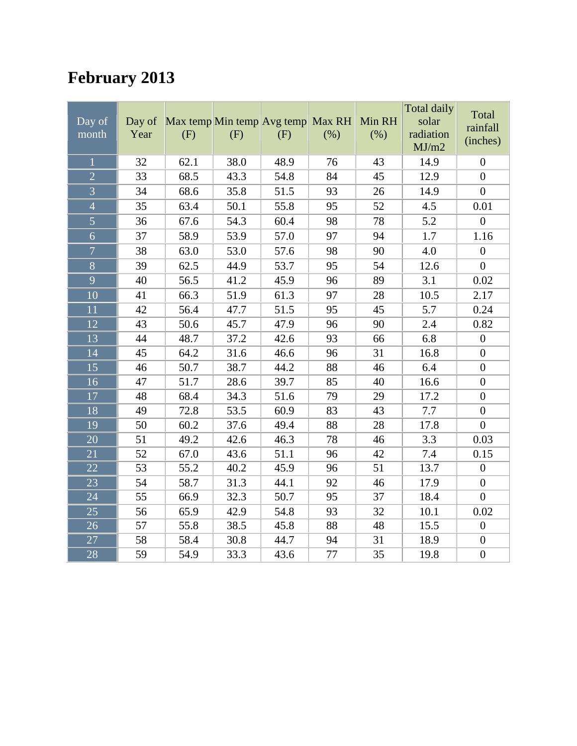# February 2013

| Day of month | Day of Year | Max temp (F) | Min temp (F) | Avg temp (F) | Max RH (%) | Min RH (%) | Total daily solar radiation MJ/m2 | Total rainfall (inches) |
|---|---|---|---|---|---|---|---|---|
| 1 | 32 | 62.1 | 38.0 | 48.9 | 76 | 43 | 14.9 | 0 |
| 2 | 33 | 68.5 | 43.3 | 54.8 | 84 | 45 | 12.9 | 0 |
| 3 | 34 | 68.6 | 35.8 | 51.5 | 93 | 26 | 14.9 | 0 |
| 4 | 35 | 63.4 | 50.1 | 55.8 | 95 | 52 | 4.5 | 0.01 |
| 5 | 36 | 67.6 | 54.3 | 60.4 | 98 | 78 | 5.2 | 0 |
| 6 | 37 | 58.9 | 53.9 | 57.0 | 97 | 94 | 1.7 | 1.16 |
| 7 | 38 | 63.0 | 53.0 | 57.6 | 98 | 90 | 4.0 | 0 |
| 8 | 39 | 62.5 | 44.9 | 53.7 | 95 | 54 | 12.6 | 0 |
| 9 | 40 | 56.5 | 41.2 | 45.9 | 96 | 89 | 3.1 | 0.02 |
| 10 | 41 | 66.3 | 51.9 | 61.3 | 97 | 28 | 10.5 | 2.17 |
| 11 | 42 | 56.4 | 47.7 | 51.5 | 95 | 45 | 5.7 | 0.24 |
| 12 | 43 | 50.6 | 45.7 | 47.9 | 96 | 90 | 2.4 | 0.82 |
| 13 | 44 | 48.7 | 37.2 | 42.6 | 93 | 66 | 6.8 | 0 |
| 14 | 45 | 64.2 | 31.6 | 46.6 | 96 | 31 | 16.8 | 0 |
| 15 | 46 | 50.7 | 38.7 | 44.2 | 88 | 46 | 6.4 | 0 |
| 16 | 47 | 51.7 | 28.6 | 39.7 | 85 | 40 | 16.6 | 0 |
| 17 | 48 | 68.4 | 34.3 | 51.6 | 79 | 29 | 17.2 | 0 |
| 18 | 49 | 72.8 | 53.5 | 60.9 | 83 | 43 | 7.7 | 0 |
| 19 | 50 | 60.2 | 37.6 | 49.4 | 88 | 28 | 17.8 | 0 |
| 20 | 51 | 49.2 | 42.6 | 46.3 | 78 | 46 | 3.3 | 0.03 |
| 21 | 52 | 67.0 | 43.6 | 51.1 | 96 | 42 | 7.4 | 0.15 |
| 22 | 53 | 55.2 | 40.2 | 45.9 | 96 | 51 | 13.7 | 0 |
| 23 | 54 | 58.7 | 31.3 | 44.1 | 92 | 46 | 17.9 | 0 |
| 24 | 55 | 66.9 | 32.3 | 50.7 | 95 | 37 | 18.4 | 0 |
| 25 | 56 | 65.9 | 42.9 | 54.8 | 93 | 32 | 10.1 | 0.02 |
| 26 | 57 | 55.8 | 38.5 | 45.8 | 88 | 48 | 15.5 | 0 |
| 27 | 58 | 58.4 | 30.8 | 44.7 | 94 | 31 | 18.9 | 0 |
| 28 | 59 | 54.9 | 33.3 | 43.6 | 77 | 35 | 19.8 | 0 |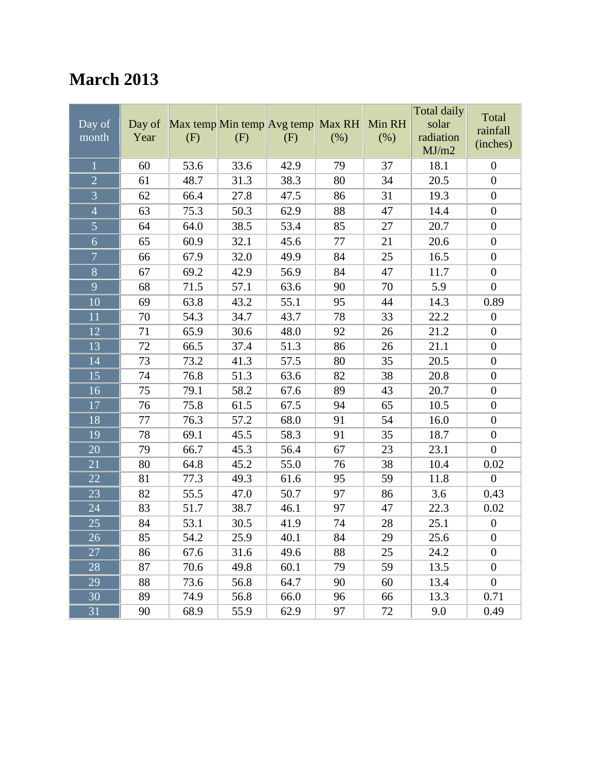# March 2013

| Day of month | Day of Year | Max temp (F) | Min temp (F) | Avg temp (F) | Max RH (%) | Min RH (%) | Total daily solar radiation MJ/m2 | Total rainfall (inches) |
|---|---|---|---|---|---|---|---|---|
| 1 | 60 | 53.6 | 33.6 | 42.9 | 79 | 37 | 18.1 | 0 |
| 2 | 61 | 48.7 | 31.3 | 38.3 | 80 | 34 | 20.5 | 0 |
| 3 | 62 | 66.4 | 27.8 | 47.5 | 86 | 31 | 19.3 | 0 |
| 4 | 63 | 75.3 | 50.3 | 62.9 | 88 | 47 | 14.4 | 0 |
| 5 | 64 | 64.0 | 38.5 | 53.4 | 85 | 27 | 20.7 | 0 |
| 6 | 65 | 60.9 | 32.1 | 45.6 | 77 | 21 | 20.6 | 0 |
| 7 | 66 | 67.9 | 32.0 | 49.9 | 84 | 25 | 16.5 | 0 |
| 8 | 67 | 69.2 | 42.9 | 56.9 | 84 | 47 | 11.7 | 0 |
| 9 | 68 | 71.5 | 57.1 | 63.6 | 90 | 70 | 5.9 | 0 |
| 10 | 69 | 63.8 | 43.2 | 55.1 | 95 | 44 | 14.3 | 0.89 |
| 11 | 70 | 54.3 | 34.7 | 43.7 | 78 | 33 | 22.2 | 0 |
| 12 | 71 | 65.9 | 30.6 | 48.0 | 92 | 26 | 21.2 | 0 |
| 13 | 72 | 66.5 | 37.4 | 51.3 | 86 | 26 | 21.1 | 0 |
| 14 | 73 | 73.2 | 41.3 | 57.5 | 80 | 35 | 20.5 | 0 |
| 15 | 74 | 76.8 | 51.3 | 63.6 | 82 | 38 | 20.8 | 0 |
| 16 | 75 | 79.1 | 58.2 | 67.6 | 89 | 43 | 20.7 | 0 |
| 17 | 76 | 75.8 | 61.5 | 67.5 | 94 | 65 | 10.5 | 0 |
| 18 | 77 | 76.3 | 57.2 | 68.0 | 91 | 54 | 16.0 | 0 |
| 19 | 78 | 69.1 | 45.5 | 58.3 | 91 | 35 | 18.7 | 0 |
| 20 | 79 | 66.7 | 45.3 | 56.4 | 67 | 23 | 23.1 | 0 |
| 21 | 80 | 64.8 | 45.2 | 55.0 | 76 | 38 | 10.4 | 0.02 |
| 22 | 81 | 77.3 | 49.3 | 61.6 | 95 | 59 | 11.8 | 0 |
| 23 | 82 | 55.5 | 47.0 | 50.7 | 97 | 86 | 3.6 | 0.43 |
| 24 | 83 | 51.7 | 38.7 | 46.1 | 97 | 47 | 22.3 | 0.02 |
| 25 | 84 | 53.1 | 30.5 | 41.9 | 74 | 28 | 25.1 | 0 |
| 26 | 85 | 54.2 | 25.9 | 40.1 | 84 | 29 | 25.6 | 0 |
| 27 | 86 | 67.6 | 31.6 | 49.6 | 88 | 25 | 24.2 | 0 |
| 28 | 87 | 70.6 | 49.8 | 60.1 | 79 | 59 | 13.5 | 0 |
| 29 | 88 | 73.6 | 56.8 | 64.7 | 90 | 60 | 13.4 | 0 |
| 30 | 89 | 74.9 | 56.8 | 66.0 | 96 | 66 | 13.3 | 0.71 |
| 31 | 90 | 68.9 | 55.9 | 62.9 | 97 | 72 | 9.0 | 0.49 |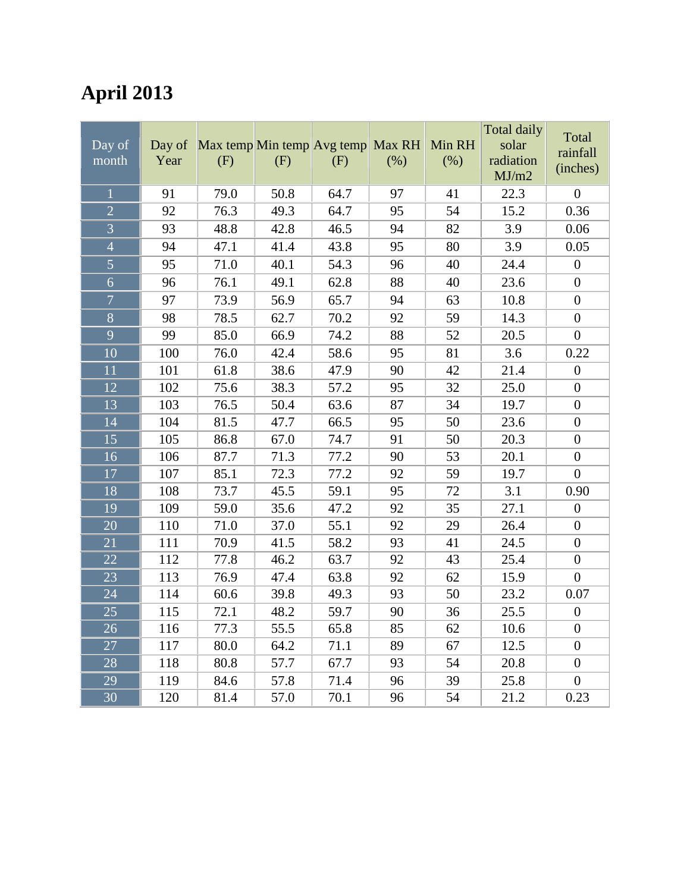# April 2013

| Day of month | Day of Year | Max temp (F) | Min temp (F) | Avg temp (F) | Max RH (%) | Min RH (%) | Total daily solar radiation MJ/m2 | Total rainfall (inches) |
|---|---|---|---|---|---|---|---|---|
| 1 | 91 | 79.0 | 50.8 | 64.7 | 97 | 41 | 22.3 | 0 |
| 2 | 92 | 76.3 | 49.3 | 64.7 | 95 | 54 | 15.2 | 0.36 |
| 3 | 93 | 48.8 | 42.8 | 46.5 | 94 | 82 | 3.9 | 0.06 |
| 4 | 94 | 47.1 | 41.4 | 43.8 | 95 | 80 | 3.9 | 0.05 |
| 5 | 95 | 71.0 | 40.1 | 54.3 | 96 | 40 | 24.4 | 0 |
| 6 | 96 | 76.1 | 49.1 | 62.8 | 88 | 40 | 23.6 | 0 |
| 7 | 97 | 73.9 | 56.9 | 65.7 | 94 | 63 | 10.8 | 0 |
| 8 | 98 | 78.5 | 62.7 | 70.2 | 92 | 59 | 14.3 | 0 |
| 9 | 99 | 85.0 | 66.9 | 74.2 | 88 | 52 | 20.5 | 0 |
| 10 | 100 | 76.0 | 42.4 | 58.6 | 95 | 81 | 3.6 | 0.22 |
| 11 | 101 | 61.8 | 38.6 | 47.9 | 90 | 42 | 21.4 | 0 |
| 12 | 102 | 75.6 | 38.3 | 57.2 | 95 | 32 | 25.0 | 0 |
| 13 | 103 | 76.5 | 50.4 | 63.6 | 87 | 34 | 19.7 | 0 |
| 14 | 104 | 81.5 | 47.7 | 66.5 | 95 | 50 | 23.6 | 0 |
| 15 | 105 | 86.8 | 67.0 | 74.7 | 91 | 50 | 20.3 | 0 |
| 16 | 106 | 87.7 | 71.3 | 77.2 | 90 | 53 | 20.1 | 0 |
| 17 | 107 | 85.1 | 72.3 | 77.2 | 92 | 59 | 19.7 | 0 |
| 18 | 108 | 73.7 | 45.5 | 59.1 | 95 | 72 | 3.1 | 0.90 |
| 19 | 109 | 59.0 | 35.6 | 47.2 | 92 | 35 | 27.1 | 0 |
| 20 | 110 | 71.0 | 37.0 | 55.1 | 92 | 29 | 26.4 | 0 |
| 21 | 111 | 70.9 | 41.5 | 58.2 | 93 | 41 | 24.5 | 0 |
| 22 | 112 | 77.8 | 46.2 | 63.7 | 92 | 43 | 25.4 | 0 |
| 23 | 113 | 76.9 | 47.4 | 63.8 | 92 | 62 | 15.9 | 0 |
| 24 | 114 | 60.6 | 39.8 | 49.3 | 93 | 50 | 23.2 | 0.07 |
| 25 | 115 | 72.1 | 48.2 | 59.7 | 90 | 36 | 25.5 | 0 |
| 26 | 116 | 77.3 | 55.5 | 65.8 | 85 | 62 | 10.6 | 0 |
| 27 | 117 | 80.0 | 64.2 | 71.1 | 89 | 67 | 12.5 | 0 |
| 28 | 118 | 80.8 | 57.7 | 67.7 | 93 | 54 | 20.8 | 0 |
| 29 | 119 | 84.6 | 57.8 | 71.4 | 96 | 39 | 25.8 | 0 |
| 30 | 120 | 81.4 | 57.0 | 70.1 | 96 | 54 | 21.2 | 0.23 |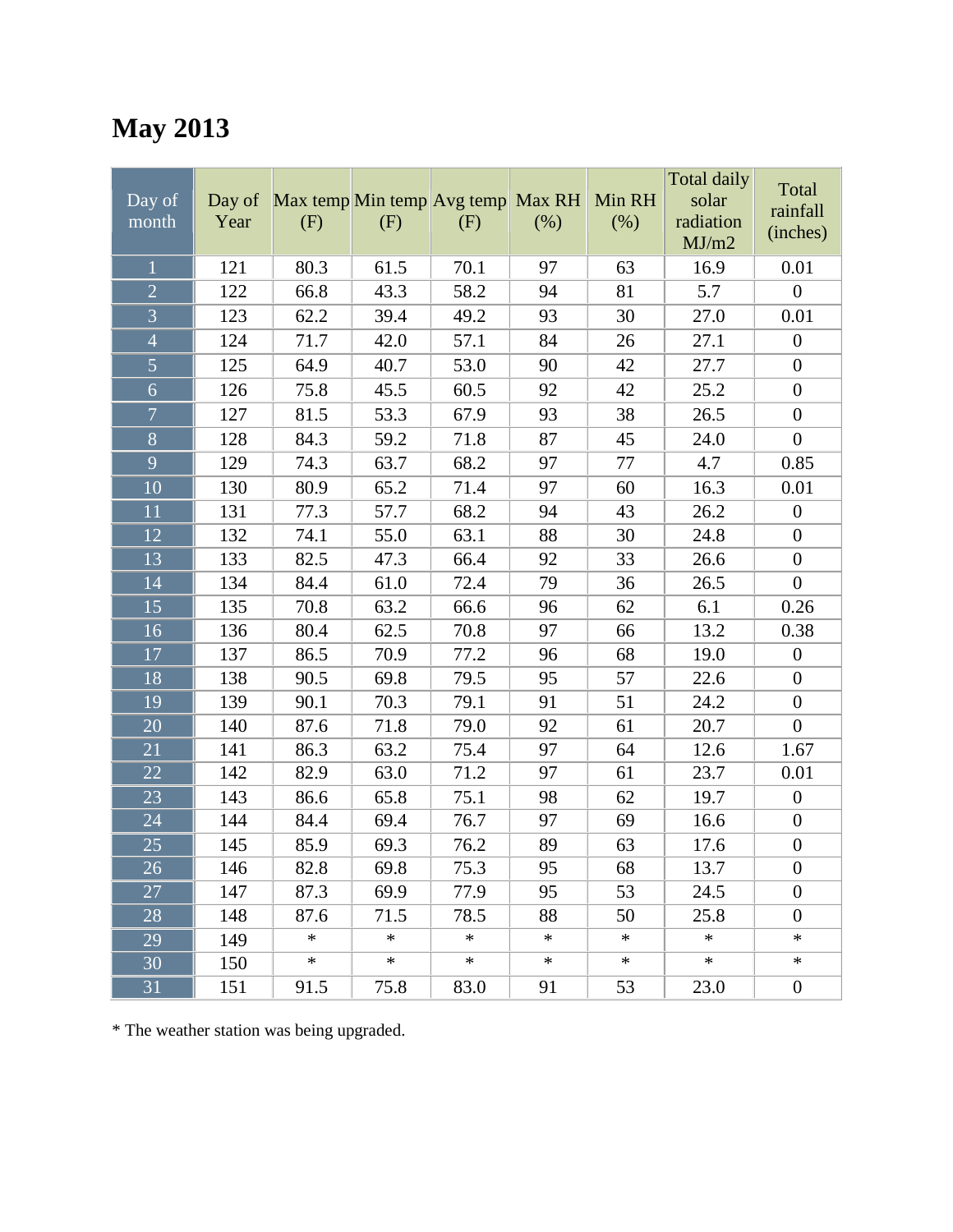# May 2013

| Day of month | Day of Year | Max temp (F) | Min temp (F) | Avg temp (F) | Max RH (%) | Min RH (%) | Total daily solar radiation MJ/m2 | Total rainfall (inches) |
|---|---|---|---|---|---|---|---|---|
| 1 | 121 | 80.3 | 61.5 | 70.1 | 97 | 63 | 16.9 | 0.01 |
| 2 | 122 | 66.8 | 43.3 | 58.2 | 94 | 81 | 5.7 | 0 |
| 3 | 123 | 62.2 | 39.4 | 49.2 | 93 | 30 | 27.0 | 0.01 |
| 4 | 124 | 71.7 | 42.0 | 57.1 | 84 | 26 | 27.1 | 0 |
| 5 | 125 | 64.9 | 40.7 | 53.0 | 90 | 42 | 27.7 | 0 |
| 6 | 126 | 75.8 | 45.5 | 60.5 | 92 | 42 | 25.2 | 0 |
| 7 | 127 | 81.5 | 53.3 | 67.9 | 93 | 38 | 26.5 | 0 |
| 8 | 128 | 84.3 | 59.2 | 71.8 | 87 | 45 | 24.0 | 0 |
| 9 | 129 | 74.3 | 63.7 | 68.2 | 97 | 77 | 4.7 | 0.85 |
| 10 | 130 | 80.9 | 65.2 | 71.4 | 97 | 60 | 16.3 | 0.01 |
| 11 | 131 | 77.3 | 57.7 | 68.2 | 94 | 43 | 26.2 | 0 |
| 12 | 132 | 74.1 | 55.0 | 63.1 | 88 | 30 | 24.8 | 0 |
| 13 | 133 | 82.5 | 47.3 | 66.4 | 92 | 33 | 26.6 | 0 |
| 14 | 134 | 84.4 | 61.0 | 72.4 | 79 | 36 | 26.5 | 0 |
| 15 | 135 | 70.8 | 63.2 | 66.6 | 96 | 62 | 6.1 | 0.26 |
| 16 | 136 | 80.4 | 62.5 | 70.8 | 97 | 66 | 13.2 | 0.38 |
| 17 | 137 | 86.5 | 70.9 | 77.2 | 96 | 68 | 19.0 | 0 |
| 18 | 138 | 90.5 | 69.8 | 79.5 | 95 | 57 | 22.6 | 0 |
| 19 | 139 | 90.1 | 70.3 | 79.1 | 91 | 51 | 24.2 | 0 |
| 20 | 140 | 87.6 | 71.8 | 79.0 | 92 | 61 | 20.7 | 0 |
| 21 | 141 | 86.3 | 63.2 | 75.4 | 97 | 64 | 12.6 | 1.67 |
| 22 | 142 | 82.9 | 63.0 | 71.2 | 97 | 61 | 23.7 | 0.01 |
| 23 | 143 | 86.6 | 65.8 | 75.1 | 98 | 62 | 19.7 | 0 |
| 24 | 144 | 84.4 | 69.4 | 76.7 | 97 | 69 | 16.6 | 0 |
| 25 | 145 | 85.9 | 69.3 | 76.2 | 89 | 63 | 17.6 | 0 |
| 26 | 146 | 82.8 | 69.8 | 75.3 | 95 | 68 | 13.7 | 0 |
| 27 | 147 | 87.3 | 69.9 | 77.9 | 95 | 53 | 24.5 | 0 |
| 28 | 148 | 87.6 | 71.5 | 78.5 | 88 | 50 | 25.8 | 0 |
| 29 | 149 | * | * | * | * | * | * | * |
| 30 | 150 | * | * | * | * | * | * | * |
| 31 | 151 | 91.5 | 75.8 | 83.0 | 91 | 53 | 23.0 | 0 |

* The weather station was being upgraded.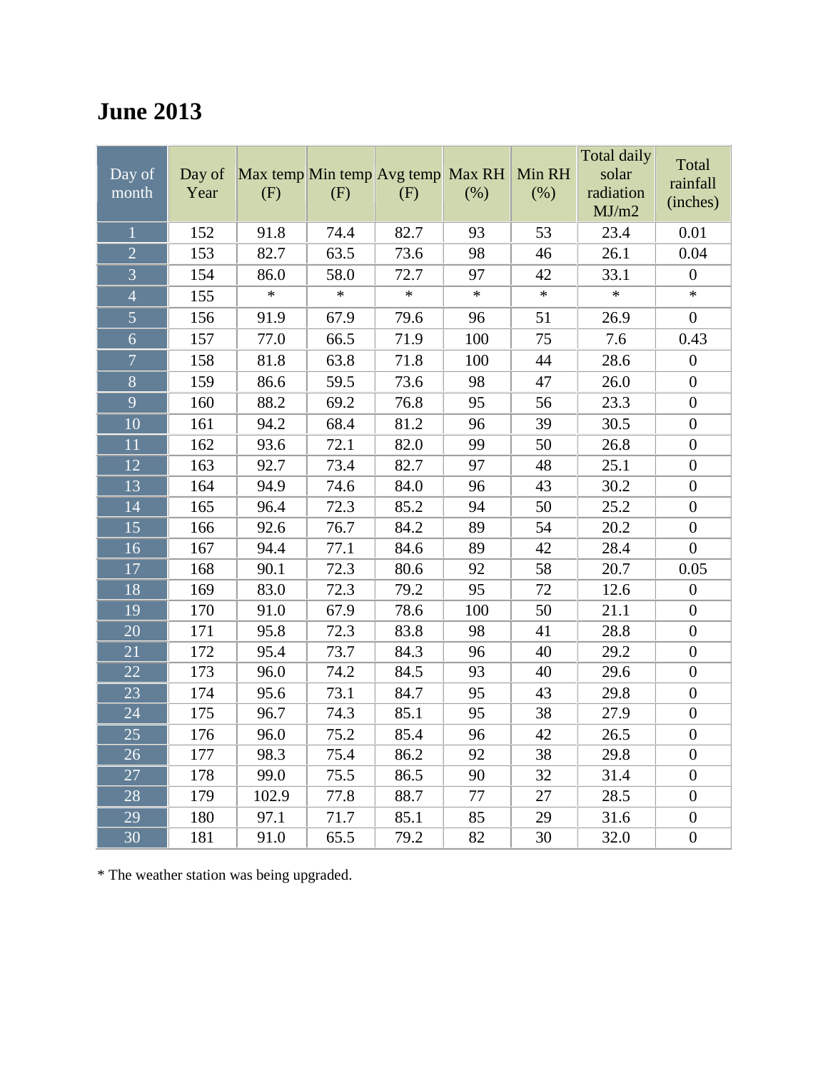# June 2013

| Day of month | Day of Year | Max temp (F) | Min temp (F) | Avg temp (F) | Max RH (%) | Min RH (%) | Total daily solar radiation MJ/m2 | Total rainfall (inches) |
|---|---|---|---|---|---|---|---|---|
| 1 | 152 | 91.8 | 74.4 | 82.7 | 93 | 53 | 23.4 | 0.01 |
| 2 | 153 | 82.7 | 63.5 | 73.6 | 98 | 46 | 26.1 | 0.04 |
| 3 | 154 | 86.0 | 58.0 | 72.7 | 97 | 42 | 33.1 | 0 |
| 4 | 155 | * | * | * | * | * | * | * |
| 5 | 156 | 91.9 | 67.9 | 79.6 | 96 | 51 | 26.9 | 0 |
| 6 | 157 | 77.0 | 66.5 | 71.9 | 100 | 75 | 7.6 | 0.43 |
| 7 | 158 | 81.8 | 63.8 | 71.8 | 100 | 44 | 28.6 | 0 |
| 8 | 159 | 86.6 | 59.5 | 73.6 | 98 | 47 | 26.0 | 0 |
| 9 | 160 | 88.2 | 69.2 | 76.8 | 95 | 56 | 23.3 | 0 |
| 10 | 161 | 94.2 | 68.4 | 81.2 | 96 | 39 | 30.5 | 0 |
| 11 | 162 | 93.6 | 72.1 | 82.0 | 99 | 50 | 26.8 | 0 |
| 12 | 163 | 92.7 | 73.4 | 82.7 | 97 | 48 | 25.1 | 0 |
| 13 | 164 | 94.9 | 74.6 | 84.0 | 96 | 43 | 30.2 | 0 |
| 14 | 165 | 96.4 | 72.3 | 85.2 | 94 | 50 | 25.2 | 0 |
| 15 | 166 | 92.6 | 76.7 | 84.2 | 89 | 54 | 20.2 | 0 |
| 16 | 167 | 94.4 | 77.1 | 84.6 | 89 | 42 | 28.4 | 0 |
| 17 | 168 | 90.1 | 72.3 | 80.6 | 92 | 58 | 20.7 | 0.05 |
| 18 | 169 | 83.0 | 72.3 | 79.2 | 95 | 72 | 12.6 | 0 |
| 19 | 170 | 91.0 | 67.9 | 78.6 | 100 | 50 | 21.1 | 0 |
| 20 | 171 | 95.8 | 72.3 | 83.8 | 98 | 41 | 28.8 | 0 |
| 21 | 172 | 95.4 | 73.7 | 84.3 | 96 | 40 | 29.2 | 0 |
| 22 | 173 | 96.0 | 74.2 | 84.5 | 93 | 40 | 29.6 | 0 |
| 23 | 174 | 95.6 | 73.1 | 84.7 | 95 | 43 | 29.8 | 0 |
| 24 | 175 | 96.7 | 74.3 | 85.1 | 95 | 38 | 27.9 | 0 |
| 25 | 176 | 96.0 | 75.2 | 85.4 | 96 | 42 | 26.5 | 0 |
| 26 | 177 | 98.3 | 75.4 | 86.2 | 92 | 38 | 29.8 | 0 |
| 27 | 178 | 99.0 | 75.5 | 86.5 | 90 | 32 | 31.4 | 0 |
| 28 | 179 | 102.9 | 77.8 | 88.7 | 77 | 27 | 28.5 | 0 |
| 29 | 180 | 97.1 | 71.7 | 85.1 | 85 | 29 | 31.6 | 0 |
| 30 | 181 | 91.0 | 65.5 | 79.2 | 82 | 30 | 32.0 | 0 |

* The weather station was being upgraded.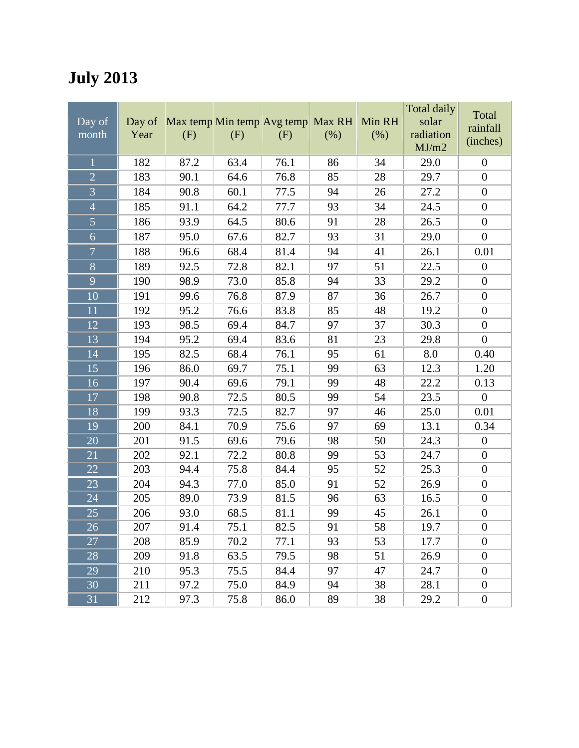# July 2013

| Day of month | Day of Year | Max temp (F) | Min temp (F) | Avg temp (F) | Max RH (%) | Min RH (%) | Total daily solar radiation MJ/m2 | Total rainfall (inches) |
|---|---|---|---|---|---|---|---|---|
| 1 | 182 | 87.2 | 63.4 | 76.1 | 86 | 34 | 29.0 | 0 |
| 2 | 183 | 90.1 | 64.6 | 76.8 | 85 | 28 | 29.7 | 0 |
| 3 | 184 | 90.8 | 60.1 | 77.5 | 94 | 26 | 27.2 | 0 |
| 4 | 185 | 91.1 | 64.2 | 77.7 | 93 | 34 | 24.5 | 0 |
| 5 | 186 | 93.9 | 64.5 | 80.6 | 91 | 28 | 26.5 | 0 |
| 6 | 187 | 95.0 | 67.6 | 82.7 | 93 | 31 | 29.0 | 0 |
| 7 | 188 | 96.6 | 68.4 | 81.4 | 94 | 41 | 26.1 | 0.01 |
| 8 | 189 | 92.5 | 72.8 | 82.1 | 97 | 51 | 22.5 | 0 |
| 9 | 190 | 98.9 | 73.0 | 85.8 | 94 | 33 | 29.2 | 0 |
| 10 | 191 | 99.6 | 76.8 | 87.9 | 87 | 36 | 26.7 | 0 |
| 11 | 192 | 95.2 | 76.6 | 83.8 | 85 | 48 | 19.2 | 0 |
| 12 | 193 | 98.5 | 69.4 | 84.7 | 97 | 37 | 30.3 | 0 |
| 13 | 194 | 95.2 | 69.4 | 83.6 | 81 | 23 | 29.8 | 0 |
| 14 | 195 | 82.5 | 68.4 | 76.1 | 95 | 61 | 8.0 | 0.40 |
| 15 | 196 | 86.0 | 69.7 | 75.1 | 99 | 63 | 12.3 | 1.20 |
| 16 | 197 | 90.4 | 69.6 | 79.1 | 99 | 48 | 22.2 | 0.13 |
| 17 | 198 | 90.8 | 72.5 | 80.5 | 99 | 54 | 23.5 | 0 |
| 18 | 199 | 93.3 | 72.5 | 82.7 | 97 | 46 | 25.0 | 0.01 |
| 19 | 200 | 84.1 | 70.9 | 75.6 | 97 | 69 | 13.1 | 0.34 |
| 20 | 201 | 91.5 | 69.6 | 79.6 | 98 | 50 | 24.3 | 0 |
| 21 | 202 | 92.1 | 72.2 | 80.8 | 99 | 53 | 24.7 | 0 |
| 22 | 203 | 94.4 | 75.8 | 84.4 | 95 | 52 | 25.3 | 0 |
| 23 | 204 | 94.3 | 77.0 | 85.0 | 91 | 52 | 26.9 | 0 |
| 24 | 205 | 89.0 | 73.9 | 81.5 | 96 | 63 | 16.5 | 0 |
| 25 | 206 | 93.0 | 68.5 | 81.1 | 99 | 45 | 26.1 | 0 |
| 26 | 207 | 91.4 | 75.1 | 82.5 | 91 | 58 | 19.7 | 0 |
| 27 | 208 | 85.9 | 70.2 | 77.1 | 93 | 53 | 17.7 | 0 |
| 28 | 209 | 91.8 | 63.5 | 79.5 | 98 | 51 | 26.9 | 0 |
| 29 | 210 | 95.3 | 75.5 | 84.4 | 97 | 47 | 24.7 | 0 |
| 30 | 211 | 97.2 | 75.0 | 84.9 | 94 | 38 | 28.1 | 0 |
| 31 | 212 | 97.3 | 75.8 | 86.0 | 89 | 38 | 29.2 | 0 |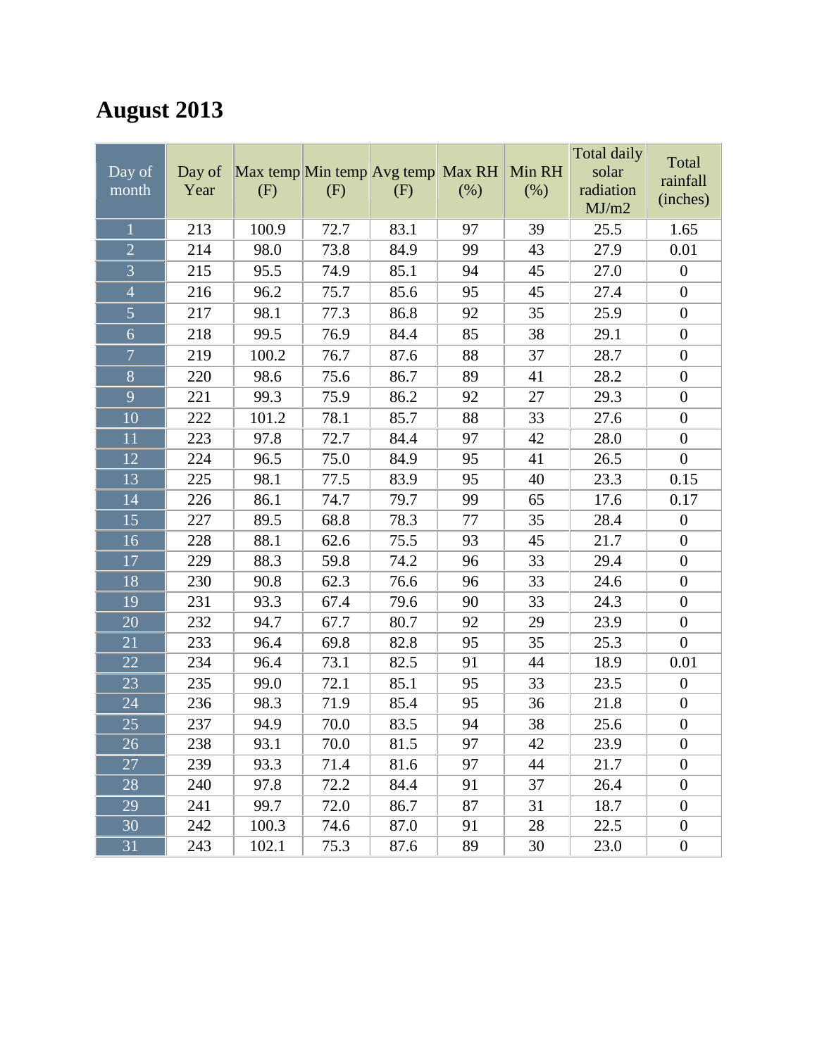# August 2013

| Day of month | Day of Year | Max temp (F) | Min temp (F) | Avg temp (F) | Max RH (%) | Min RH (%) | Total daily solar radiation MJ/m2 | Total rainfall (inches) |
|---|---|---|---|---|---|---|---|---|
| 1 | 213 | 100.9 | 72.7 | 83.1 | 97 | 39 | 25.5 | 1.65 |
| 2 | 214 | 98.0 | 73.8 | 84.9 | 99 | 43 | 27.9 | 0.01 |
| 3 | 215 | 95.5 | 74.9 | 85.1 | 94 | 45 | 27.0 | 0 |
| 4 | 216 | 96.2 | 75.7 | 85.6 | 95 | 45 | 27.4 | 0 |
| 5 | 217 | 98.1 | 77.3 | 86.8 | 92 | 35 | 25.9 | 0 |
| 6 | 218 | 99.5 | 76.9 | 84.4 | 85 | 38 | 29.1 | 0 |
| 7 | 219 | 100.2 | 76.7 | 87.6 | 88 | 37 | 28.7 | 0 |
| 8 | 220 | 98.6 | 75.6 | 86.7 | 89 | 41 | 28.2 | 0 |
| 9 | 221 | 99.3 | 75.9 | 86.2 | 92 | 27 | 29.3 | 0 |
| 10 | 222 | 101.2 | 78.1 | 85.7 | 88 | 33 | 27.6 | 0 |
| 11 | 223 | 97.8 | 72.7 | 84.4 | 97 | 42 | 28.0 | 0 |
| 12 | 224 | 96.5 | 75.0 | 84.9 | 95 | 41 | 26.5 | 0 |
| 13 | 225 | 98.1 | 77.5 | 83.9 | 95 | 40 | 23.3 | 0.15 |
| 14 | 226 | 86.1 | 74.7 | 79.7 | 99 | 65 | 17.6 | 0.17 |
| 15 | 227 | 89.5 | 68.8 | 78.3 | 77 | 35 | 28.4 | 0 |
| 16 | 228 | 88.1 | 62.6 | 75.5 | 93 | 45 | 21.7 | 0 |
| 17 | 229 | 88.3 | 59.8 | 74.2 | 96 | 33 | 29.4 | 0 |
| 18 | 230 | 90.8 | 62.3 | 76.6 | 96 | 33 | 24.6 | 0 |
| 19 | 231 | 93.3 | 67.4 | 79.6 | 90 | 33 | 24.3 | 0 |
| 20 | 232 | 94.7 | 67.7 | 80.7 | 92 | 29 | 23.9 | 0 |
| 21 | 233 | 96.4 | 69.8 | 82.8 | 95 | 35 | 25.3 | 0 |
| 22 | 234 | 96.4 | 73.1 | 82.5 | 91 | 44 | 18.9 | 0.01 |
| 23 | 235 | 99.0 | 72.1 | 85.1 | 95 | 33 | 23.5 | 0 |
| 24 | 236 | 98.3 | 71.9 | 85.4 | 95 | 36 | 21.8 | 0 |
| 25 | 237 | 94.9 | 70.0 | 83.5 | 94 | 38 | 25.6 | 0 |
| 26 | 238 | 93.1 | 70.0 | 81.5 | 97 | 42 | 23.9 | 0 |
| 27 | 239 | 93.3 | 71.4 | 81.6 | 97 | 44 | 21.7 | 0 |
| 28 | 240 | 97.8 | 72.2 | 84.4 | 91 | 37 | 26.4 | 0 |
| 29 | 241 | 99.7 | 72.0 | 86.7 | 87 | 31 | 18.7 | 0 |
| 30 | 242 | 100.3 | 74.6 | 87.0 | 91 | 28 | 22.5 | 0 |
| 31 | 243 | 102.1 | 75.3 | 87.6 | 89 | 30 | 23.0 | 0 |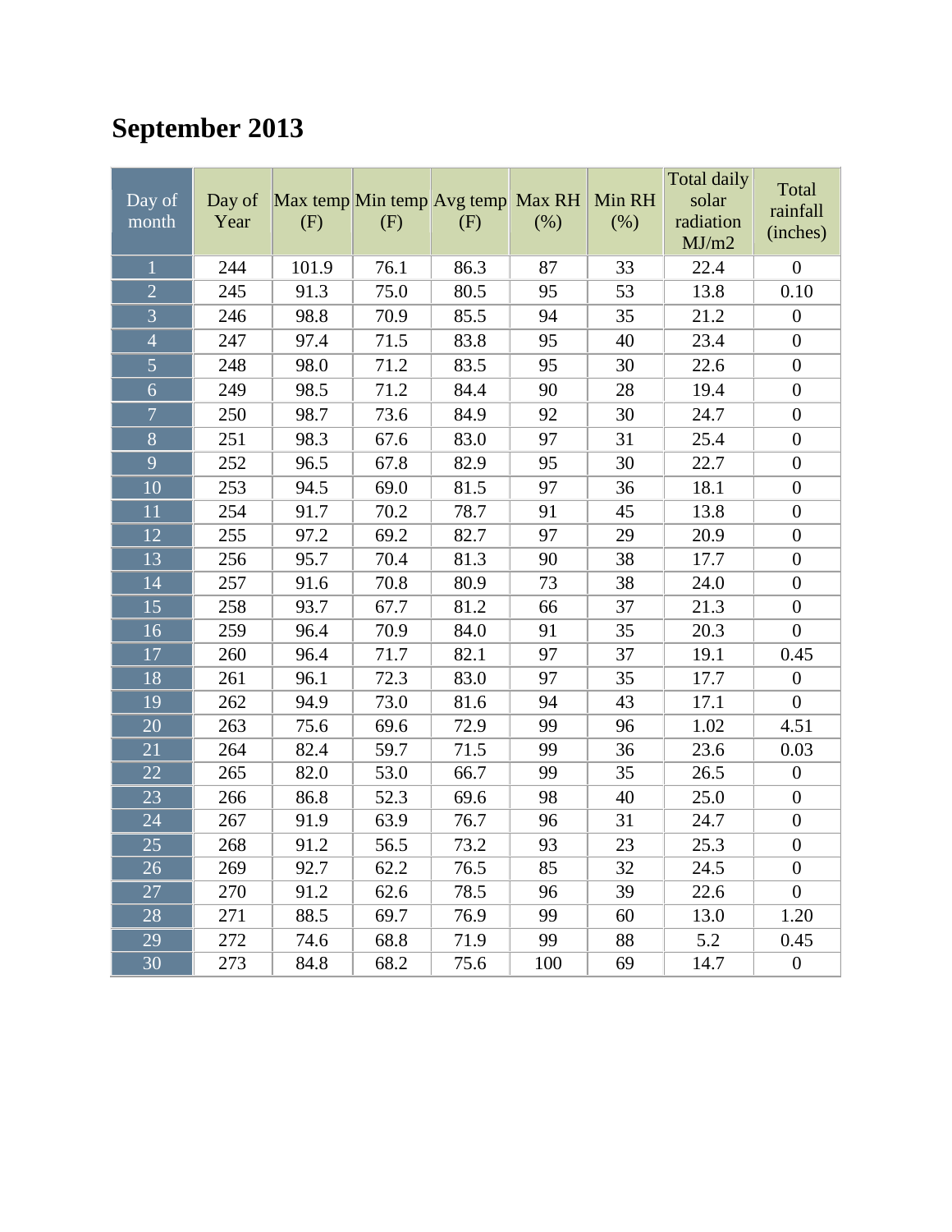# September 2013

| Day of month | Day of Year | Max temp (F) | Min temp (F) | Avg temp (F) | Max RH (%) | Min RH (%) | Total daily solar radiation MJ/m2 | Total rainfall (inches) |
|---|---|---|---|---|---|---|---|---|
| 1 | 244 | 101.9 | 76.1 | 86.3 | 87 | 33 | 22.4 | 0 |
| 2 | 245 | 91.3 | 75.0 | 80.5 | 95 | 53 | 13.8 | 0.10 |
| 3 | 246 | 98.8 | 70.9 | 85.5 | 94 | 35 | 21.2 | 0 |
| 4 | 247 | 97.4 | 71.5 | 83.8 | 95 | 40 | 23.4 | 0 |
| 5 | 248 | 98.0 | 71.2 | 83.5 | 95 | 30 | 22.6 | 0 |
| 6 | 249 | 98.5 | 71.2 | 84.4 | 90 | 28 | 19.4 | 0 |
| 7 | 250 | 98.7 | 73.6 | 84.9 | 92 | 30 | 24.7 | 0 |
| 8 | 251 | 98.3 | 67.6 | 83.0 | 97 | 31 | 25.4 | 0 |
| 9 | 252 | 96.5 | 67.8 | 82.9 | 95 | 30 | 22.7 | 0 |
| 10 | 253 | 94.5 | 69.0 | 81.5 | 97 | 36 | 18.1 | 0 |
| 11 | 254 | 91.7 | 70.2 | 78.7 | 91 | 45 | 13.8 | 0 |
| 12 | 255 | 97.2 | 69.2 | 82.7 | 97 | 29 | 20.9 | 0 |
| 13 | 256 | 95.7 | 70.4 | 81.3 | 90 | 38 | 17.7 | 0 |
| 14 | 257 | 91.6 | 70.8 | 80.9 | 73 | 38 | 24.0 | 0 |
| 15 | 258 | 93.7 | 67.7 | 81.2 | 66 | 37 | 21.3 | 0 |
| 16 | 259 | 96.4 | 70.9 | 84.0 | 91 | 35 | 20.3 | 0 |
| 17 | 260 | 96.4 | 71.7 | 82.1 | 97 | 37 | 19.1 | 0.45 |
| 18 | 261 | 96.1 | 72.3 | 83.0 | 97 | 35 | 17.7 | 0 |
| 19 | 262 | 94.9 | 73.0 | 81.6 | 94 | 43 | 17.1 | 0 |
| 20 | 263 | 75.6 | 69.6 | 72.9 | 99 | 96 | 1.02 | 4.51 |
| 21 | 264 | 82.4 | 59.7 | 71.5 | 99 | 36 | 23.6 | 0.03 |
| 22 | 265 | 82.0 | 53.0 | 66.7 | 99 | 35 | 26.5 | 0 |
| 23 | 266 | 86.8 | 52.3 | 69.6 | 98 | 40 | 25.0 | 0 |
| 24 | 267 | 91.9 | 63.9 | 76.7 | 96 | 31 | 24.7 | 0 |
| 25 | 268 | 91.2 | 56.5 | 73.2 | 93 | 23 | 25.3 | 0 |
| 26 | 269 | 92.7 | 62.2 | 76.5 | 85 | 32 | 24.5 | 0 |
| 27 | 270 | 91.2 | 62.6 | 78.5 | 96 | 39 | 22.6 | 0 |
| 28 | 271 | 88.5 | 69.7 | 76.9 | 99 | 60 | 13.0 | 1.20 |
| 29 | 272 | 74.6 | 68.8 | 71.9 | 99 | 88 | 5.2 | 0.45 |
| 30 | 273 | 84.8 | 68.2 | 75.6 | 100 | 69 | 14.7 | 0 |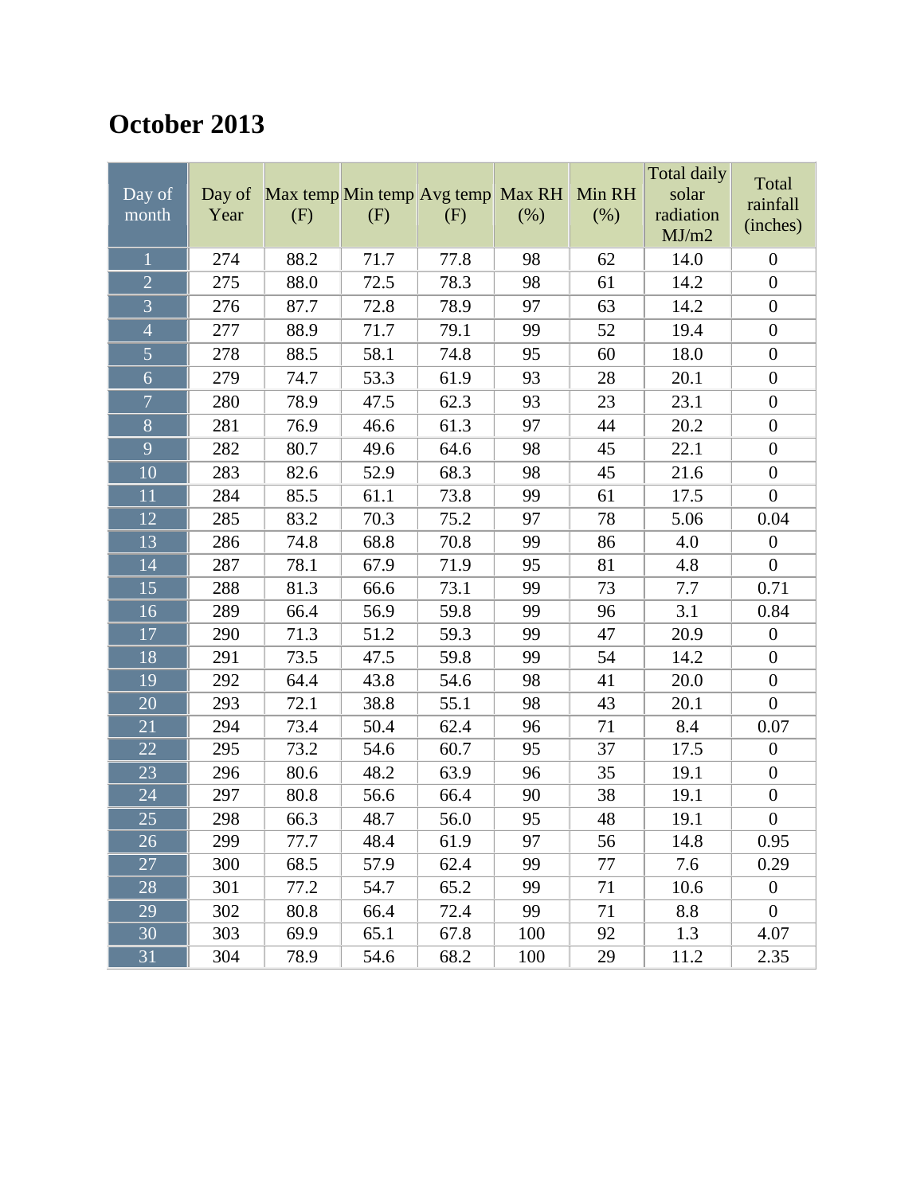# October 2013

| Day of month | Day of Year | Max temp (F) | Min temp (F) | Avg temp (F) | Max RH (%) | Min RH (%) | Total daily solar radiation MJ/m2 | Total rainfall (inches) |
|---|---|---|---|---|---|---|---|---|
| 1 | 274 | 88.2 | 71.7 | 77.8 | 98 | 62 | 14.0 | 0 |
| 2 | 275 | 88.0 | 72.5 | 78.3 | 98 | 61 | 14.2 | 0 |
| 3 | 276 | 87.7 | 72.8 | 78.9 | 97 | 63 | 14.2 | 0 |
| 4 | 277 | 88.9 | 71.7 | 79.1 | 99 | 52 | 19.4 | 0 |
| 5 | 278 | 88.5 | 58.1 | 74.8 | 95 | 60 | 18.0 | 0 |
| 6 | 279 | 74.7 | 53.3 | 61.9 | 93 | 28 | 20.1 | 0 |
| 7 | 280 | 78.9 | 47.5 | 62.3 | 93 | 23 | 23.1 | 0 |
| 8 | 281 | 76.9 | 46.6 | 61.3 | 97 | 44 | 20.2 | 0 |
| 9 | 282 | 80.7 | 49.6 | 64.6 | 98 | 45 | 22.1 | 0 |
| 10 | 283 | 82.6 | 52.9 | 68.3 | 98 | 45 | 21.6 | 0 |
| 11 | 284 | 85.5 | 61.1 | 73.8 | 99 | 61 | 17.5 | 0 |
| 12 | 285 | 83.2 | 70.3 | 75.2 | 97 | 78 | 5.06 | 0.04 |
| 13 | 286 | 74.8 | 68.8 | 70.8 | 99 | 86 | 4.0 | 0 |
| 14 | 287 | 78.1 | 67.9 | 71.9 | 95 | 81 | 4.8 | 0 |
| 15 | 288 | 81.3 | 66.6 | 73.1 | 99 | 73 | 7.7 | 0.71 |
| 16 | 289 | 66.4 | 56.9 | 59.8 | 99 | 96 | 3.1 | 0.84 |
| 17 | 290 | 71.3 | 51.2 | 59.3 | 99 | 47 | 20.9 | 0 |
| 18 | 291 | 73.5 | 47.5 | 59.8 | 99 | 54 | 14.2 | 0 |
| 19 | 292 | 64.4 | 43.8 | 54.6 | 98 | 41 | 20.0 | 0 |
| 20 | 293 | 72.1 | 38.8 | 55.1 | 98 | 43 | 20.1 | 0 |
| 21 | 294 | 73.4 | 50.4 | 62.4 | 96 | 71 | 8.4 | 0.07 |
| 22 | 295 | 73.2 | 54.6 | 60.7 | 95 | 37 | 17.5 | 0 |
| 23 | 296 | 80.6 | 48.2 | 63.9 | 96 | 35 | 19.1 | 0 |
| 24 | 297 | 80.8 | 56.6 | 66.4 | 90 | 38 | 19.1 | 0 |
| 25 | 298 | 66.3 | 48.7 | 56.0 | 95 | 48 | 19.1 | 0 |
| 26 | 299 | 77.7 | 48.4 | 61.9 | 97 | 56 | 14.8 | 0.95 |
| 27 | 300 | 68.5 | 57.9 | 62.4 | 99 | 77 | 7.6 | 0.29 |
| 28 | 301 | 77.2 | 54.7 | 65.2 | 99 | 71 | 10.6 | 0 |
| 29 | 302 | 80.8 | 66.4 | 72.4 | 99 | 71 | 8.8 | 0 |
| 30 | 303 | 69.9 | 65.1 | 67.8 | 100 | 92 | 1.3 | 4.07 |
| 31 | 304 | 78.9 | 54.6 | 68.2 | 100 | 29 | 11.2 | 2.35 |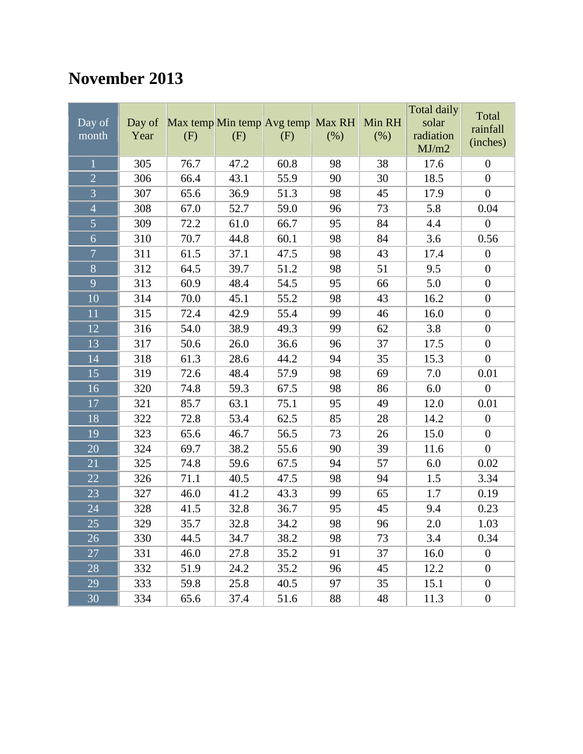# November 2013

| Day of month | Day of Year | Max temp (F) | Min temp (F) | Avg temp (F) | Max RH (%) | Min RH (%) | Total daily solar radiation MJ/m2 | Total rainfall (inches) |
|---|---|---|---|---|---|---|---|---|
| 1 | 305 | 76.7 | 47.2 | 60.8 | 98 | 38 | 17.6 | 0 |
| 2 | 306 | 66.4 | 43.1 | 55.9 | 90 | 30 | 18.5 | 0 |
| 3 | 307 | 65.6 | 36.9 | 51.3 | 98 | 45 | 17.9 | 0 |
| 4 | 308 | 67.0 | 52.7 | 59.0 | 96 | 73 | 5.8 | 0.04 |
| 5 | 309 | 72.2 | 61.0 | 66.7 | 95 | 84 | 4.4 | 0 |
| 6 | 310 | 70.7 | 44.8 | 60.1 | 98 | 84 | 3.6 | 0.56 |
| 7 | 311 | 61.5 | 37.1 | 47.5 | 98 | 43 | 17.4 | 0 |
| 8 | 312 | 64.5 | 39.7 | 51.2 | 98 | 51 | 9.5 | 0 |
| 9 | 313 | 60.9 | 48.4 | 54.5 | 95 | 66 | 5.0 | 0 |
| 10 | 314 | 70.0 | 45.1 | 55.2 | 98 | 43 | 16.2 | 0 |
| 11 | 315 | 72.4 | 42.9 | 55.4 | 99 | 46 | 16.0 | 0 |
| 12 | 316 | 54.0 | 38.9 | 49.3 | 99 | 62 | 3.8 | 0 |
| 13 | 317 | 50.6 | 26.0 | 36.6 | 96 | 37 | 17.5 | 0 |
| 14 | 318 | 61.3 | 28.6 | 44.2 | 94 | 35 | 15.3 | 0 |
| 15 | 319 | 72.6 | 48.4 | 57.9 | 98 | 69 | 7.0 | 0.01 |
| 16 | 320 | 74.8 | 59.3 | 67.5 | 98 | 86 | 6.0 | 0 |
| 17 | 321 | 85.7 | 63.1 | 75.1 | 95 | 49 | 12.0 | 0.01 |
| 18 | 322 | 72.8 | 53.4 | 62.5 | 85 | 28 | 14.2 | 0 |
| 19 | 323 | 65.6 | 46.7 | 56.5 | 73 | 26 | 15.0 | 0 |
| 20 | 324 | 69.7 | 38.2 | 55.6 | 90 | 39 | 11.6 | 0 |
| 21 | 325 | 74.8 | 59.6 | 67.5 | 94 | 57 | 6.0 | 0.02 |
| 22 | 326 | 71.1 | 40.5 | 47.5 | 98 | 94 | 1.5 | 3.34 |
| 23 | 327 | 46.0 | 41.2 | 43.3 | 99 | 65 | 1.7 | 0.19 |
| 24 | 328 | 41.5 | 32.8 | 36.7 | 95 | 45 | 9.4 | 0.23 |
| 25 | 329 | 35.7 | 32.8 | 34.2 | 98 | 96 | 2.0 | 1.03 |
| 26 | 330 | 44.5 | 34.7 | 38.2 | 98 | 73 | 3.4 | 0.34 |
| 27 | 331 | 46.0 | 27.8 | 35.2 | 91 | 37 | 16.0 | 0 |
| 28 | 332 | 51.9 | 24.2 | 35.2 | 96 | 45 | 12.2 | 0 |
| 29 | 333 | 59.8 | 25.8 | 40.5 | 97 | 35 | 15.1 | 0 |
| 30 | 334 | 65.6 | 37.4 | 51.6 | 88 | 48 | 11.3 | 0 |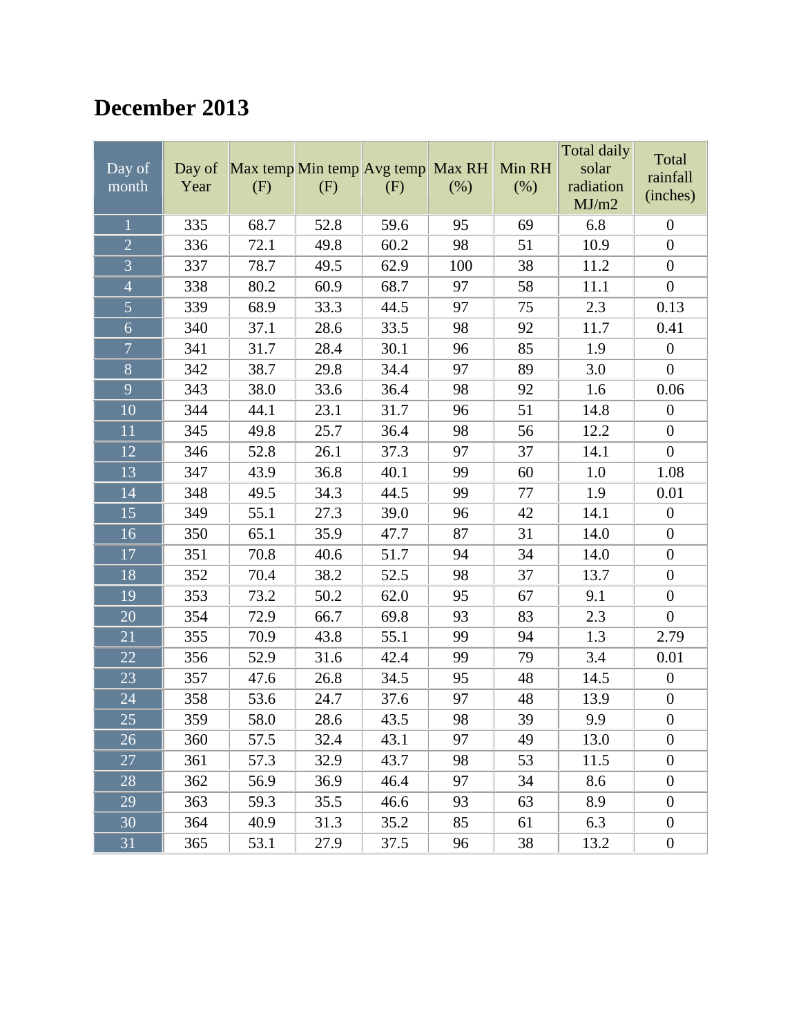# December 2013

| Day of month | Day of Year | Max temp (F) | Min temp (F) | Avg temp (F) | Max RH (%) | Min RH (%) | Total daily solar radiation MJ/m2 | Total rainfall (inches) |
|---|---|---|---|---|---|---|---|---|
| 1 | 335 | 68.7 | 52.8 | 59.6 | 95 | 69 | 6.8 | 0 |
| 2 | 336 | 72.1 | 49.8 | 60.2 | 98 | 51 | 10.9 | 0 |
| 3 | 337 | 78.7 | 49.5 | 62.9 | 100 | 38 | 11.2 | 0 |
| 4 | 338 | 80.2 | 60.9 | 68.7 | 97 | 58 | 11.1 | 0 |
| 5 | 339 | 68.9 | 33.3 | 44.5 | 97 | 75 | 2.3 | 0.13 |
| 6 | 340 | 37.1 | 28.6 | 33.5 | 98 | 92 | 11.7 | 0.41 |
| 7 | 341 | 31.7 | 28.4 | 30.1 | 96 | 85 | 1.9 | 0 |
| 8 | 342 | 38.7 | 29.8 | 34.4 | 97 | 89 | 3.0 | 0 |
| 9 | 343 | 38.0 | 33.6 | 36.4 | 98 | 92 | 1.6 | 0.06 |
| 10 | 344 | 44.1 | 23.1 | 31.7 | 96 | 51 | 14.8 | 0 |
| 11 | 345 | 49.8 | 25.7 | 36.4 | 98 | 56 | 12.2 | 0 |
| 12 | 346 | 52.8 | 26.1 | 37.3 | 97 | 37 | 14.1 | 0 |
| 13 | 347 | 43.9 | 36.8 | 40.1 | 99 | 60 | 1.0 | 1.08 |
| 14 | 348 | 49.5 | 34.3 | 44.5 | 99 | 77 | 1.9 | 0.01 |
| 15 | 349 | 55.1 | 27.3 | 39.0 | 96 | 42 | 14.1 | 0 |
| 16 | 350 | 65.1 | 35.9 | 47.7 | 87 | 31 | 14.0 | 0 |
| 17 | 351 | 70.8 | 40.6 | 51.7 | 94 | 34 | 14.0 | 0 |
| 18 | 352 | 70.4 | 38.2 | 52.5 | 98 | 37 | 13.7 | 0 |
| 19 | 353 | 73.2 | 50.2 | 62.0 | 95 | 67 | 9.1 | 0 |
| 20 | 354 | 72.9 | 66.7 | 69.8 | 93 | 83 | 2.3 | 0 |
| 21 | 355 | 70.9 | 43.8 | 55.1 | 99 | 94 | 1.3 | 2.79 |
| 22 | 356 | 52.9 | 31.6 | 42.4 | 99 | 79 | 3.4 | 0.01 |
| 23 | 357 | 47.6 | 26.8 | 34.5 | 95 | 48 | 14.5 | 0 |
| 24 | 358 | 53.6 | 24.7 | 37.6 | 97 | 48 | 13.9 | 0 |
| 25 | 359 | 58.0 | 28.6 | 43.5 | 98 | 39 | 9.9 | 0 |
| 26 | 360 | 57.5 | 32.4 | 43.1 | 97 | 49 | 13.0 | 0 |
| 27 | 361 | 57.3 | 32.9 | 43.7 | 98 | 53 | 11.5 | 0 |
| 28 | 362 | 56.9 | 36.9 | 46.4 | 97 | 34 | 8.6 | 0 |
| 29 | 363 | 59.3 | 35.5 | 46.6 | 93 | 63 | 8.9 | 0 |
| 30 | 364 | 40.9 | 31.3 | 35.2 | 85 | 61 | 6.3 | 0 |
| 31 | 365 | 53.1 | 27.9 | 37.5 | 96 | 38 | 13.2 | 0 |